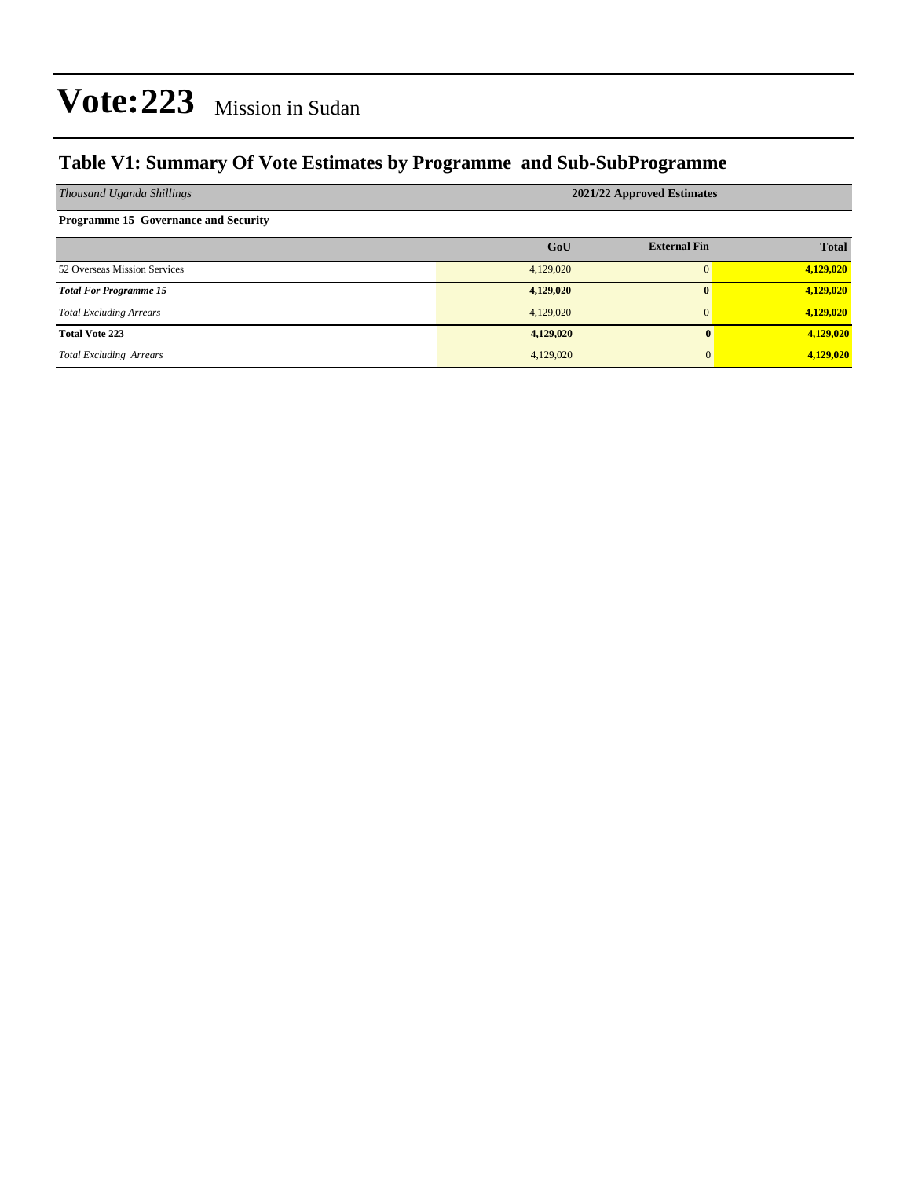# Vote:223 Mission in Sudan

## Table V1: Summary Of Vote Estimates by Programme and Sub-SubProgramme

| *Thousand Uganda Shillings* | 2021/22 Approved Estimates | | |
|---|---|---|---|
| **Programme 15 Governance and Security** | | | |
| | **GoU** | **External Fin** | **Total** |
| 52 Overseas Mission Services | 4,129,020 | 0 | **4,129,020** |
| ***Total For Programme 15*** | **4,129,020** | **0** | **4,129,020** |
| *Total Excluding Arrears* | 4,129,020 | 0 | **4,129,020** |
| **Total Vote 223** | **4,129,020** | **0** | **4,129,020** |
| *Total Excluding Arrears* | 4,129,020 | 0 | **4,129,020** |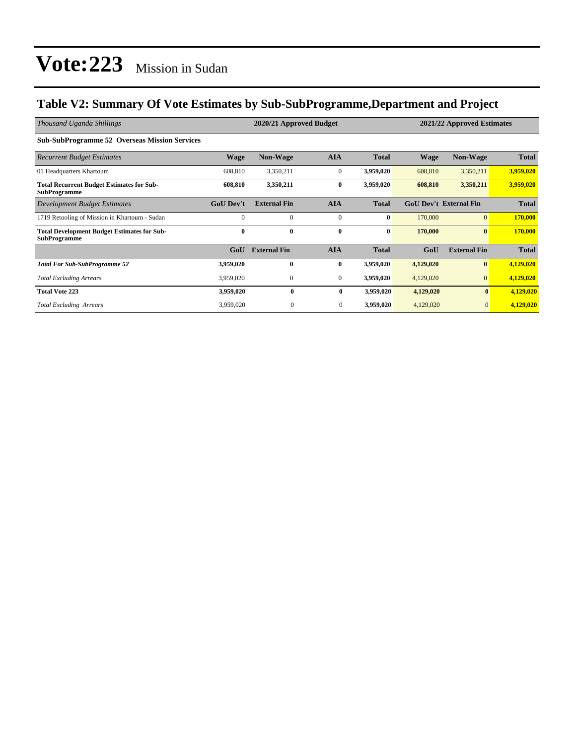# Vote:223 Mission in Sudan

## Table V2: Summary Of Vote Estimates by Sub-SubProgramme,Department and Project

| *Thousand Uganda Shillings* | 2020/21 Approved Budget | | | | 2021/22 Approved Estimates | | |
|---|---|---|---|---|---|---|---|
| **Sub-SubProgramme 52 Overseas Mission Services** | | | | | | | |
| *Recurrent Budget Estimates* | **Wage** | **Non-Wage** | **AIA** | **Total** | **Wage** | **Non-Wage** | **Total** |
| 01 Headquarters Khartoum | 608,810 | 3,350,211 | 0 | **3,959,020** | 608,810 | 3,350,211 | **3,959,020** |
| **Total Recurrent Budget Estimates for Sub-SubProgramme** | **608,810** | **3,350,211** | **0** | **3,959,020** | **608,810** | **3,350,211** | **3,959,020** |
| *Development Budget Estimates* | **GoU Dev't** | **External Fin** | **AIA** | **Total** | **GoU Dev't** | **External Fin** | **Total** |
| 1719 Retooling of Mission in Khartoum - Sudan | 0 | 0 | 0 | **0** | 170,000 | 0 | **170,000** |
| **Total Development Budget Estimates for Sub-SubProgramme** | **0** | **0** | **0** | **0** | **170,000** | **0** | **170,000** |
| | **GoU** | **External Fin** | **AIA** | **Total** | **GoU** | **External Fin** | **Total** |
| ***Total For Sub-SubProgramme 52*** | **3,959,020** | **0** | **0** | **3,959,020** | **4,129,020** | **0** | **4,129,020** |
| *Total Excluding Arrears* | 3,959,020 | 0 | 0 | **3,959,020** | 4,129,020 | 0 | **4,129,020** |
| **Total Vote 223** | **3,959,020** | **0** | **0** | **3,959,020** | **4,129,020** | **0** | **4,129,020** |
| *Total Excluding Arrears* | 3,959,020 | 0 | 0 | **3,959,020** | 4,129,020 | 0 | **4,129,020** |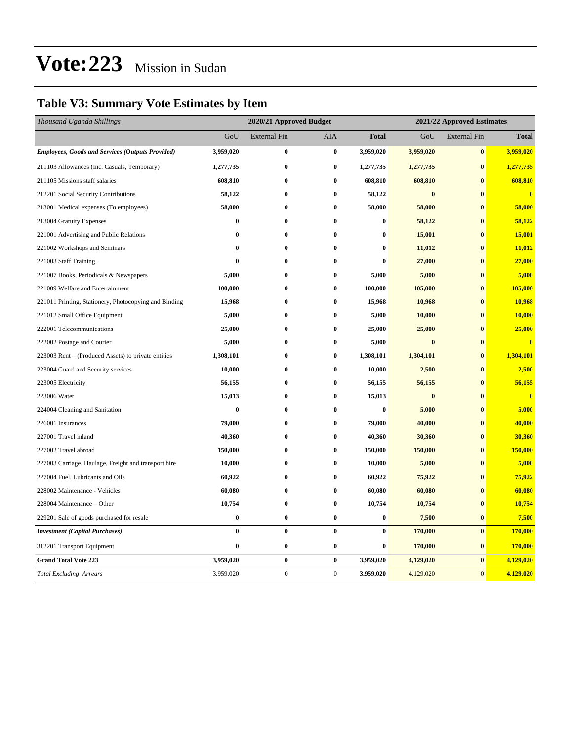# Vote:223 Mission in Sudan

## Table V3: Summary Vote Estimates by Item

| *Thousand Uganda Shillings* | 2020/21 Approved Budget | | | | 2021/22 Approved Estimates | | |
|---|---|---|---|---|---|---|---|
| | GoU | External Fin | AIA | **Total** | GoU | External Fin | **Total** |
| ***Employees, Goods and Services (Outputs Provided)*** | **3,959,020** | **0** | **0** | **3,959,020** | **3,959,020** | **0** | **3,959,020** |
| 211103 Allowances (Inc. Casuals, Temporary) | **1,277,735** | **0** | **0** | **1,277,735** | **1,277,735** | **0** | **1,277,735** |
| 211105 Missions staff salaries | **608,810** | **0** | **0** | **608,810** | **608,810** | **0** | **608,810** |
| 212201 Social Security Contributions | **58,122** | **0** | **0** | **58,122** | **0** | **0** | **0** |
| 213001 Medical expenses (To employees) | **58,000** | **0** | **0** | **58,000** | **58,000** | **0** | **58,000** |
| 213004 Gratuity Expenses | **0** | **0** | **0** | **0** | **58,122** | **0** | **58,122** |
| 221001 Advertising and Public Relations | **0** | **0** | **0** | **0** | **15,001** | **0** | **15,001** |
| 221002 Workshops and Seminars | **0** | **0** | **0** | **0** | **11,012** | **0** | **11,012** |
| 221003 Staff Training | **0** | **0** | **0** | **0** | **27,000** | **0** | **27,000** |
| 221007 Books, Periodicals & Newspapers | **5,000** | **0** | **0** | **5,000** | **5,000** | **0** | **5,000** |
| 221009 Welfare and Entertainment | **100,000** | **0** | **0** | **100,000** | **105,000** | **0** | **105,000** |
| 221011 Printing, Stationery, Photocopying and Binding | **15,968** | **0** | **0** | **15,968** | **10,968** | **0** | **10,968** |
| 221012 Small Office Equipment | **5,000** | **0** | **0** | **5,000** | **10,000** | **0** | **10,000** |
| 222001 Telecommunications | **25,000** | **0** | **0** | **25,000** | **25,000** | **0** | **25,000** |
| 222002 Postage and Courier | **5,000** | **0** | **0** | **5,000** | **0** | **0** | **0** |
| 223003 Rent – (Produced Assets) to private entities | **1,308,101** | **0** | **0** | **1,308,101** | **1,304,101** | **0** | **1,304,101** |
| 223004 Guard and Security services | **10,000** | **0** | **0** | **10,000** | **2,500** | **0** | **2,500** |
| 223005 Electricity | **56,155** | **0** | **0** | **56,155** | **56,155** | **0** | **56,155** |
| 223006 Water | **15,013** | **0** | **0** | **15,013** | **0** | **0** | **0** |
| 224004 Cleaning and Sanitation | **0** | **0** | **0** | **0** | **5,000** | **0** | **5,000** |
| 226001 Insurances | **79,000** | **0** | **0** | **79,000** | **40,000** | **0** | **40,000** |
| 227001 Travel inland | **40,360** | **0** | **0** | **40,360** | **30,360** | **0** | **30,360** |
| 227002 Travel abroad | **150,000** | **0** | **0** | **150,000** | **150,000** | **0** | **150,000** |
| 227003 Carriage, Haulage, Freight and transport hire | **10,000** | **0** | **0** | **10,000** | **5,000** | **0** | **5,000** |
| 227004 Fuel, Lubricants and Oils | **60,922** | **0** | **0** | **60,922** | **75,922** | **0** | **75,922** |
| 228002 Maintenance - Vehicles | **60,080** | **0** | **0** | **60,080** | **60,080** | **0** | **60,080** |
| 228004 Maintenance – Other | **10,754** | **0** | **0** | **10,754** | **10,754** | **0** | **10,754** |
| 229201 Sale of goods purchased for resale | **0** | **0** | **0** | **0** | **7,500** | **0** | **7,500** |
| ***Investment (Capital Purchases)*** | **0** | **0** | **0** | **0** | **170,000** | **0** | **170,000** |
| 312201 Transport Equipment | **0** | **0** | **0** | **0** | **170,000** | **0** | **170,000** |
| **Grand Total Vote 223** | **3,959,020** | **0** | **0** | **3,959,020** | **4,129,020** | **0** | **4,129,020** |
| *Total Excluding Arrears* | 3,959,020 | 0 | 0 | **3,959,020** | 4,129,020 | 0 | **4,129,020** |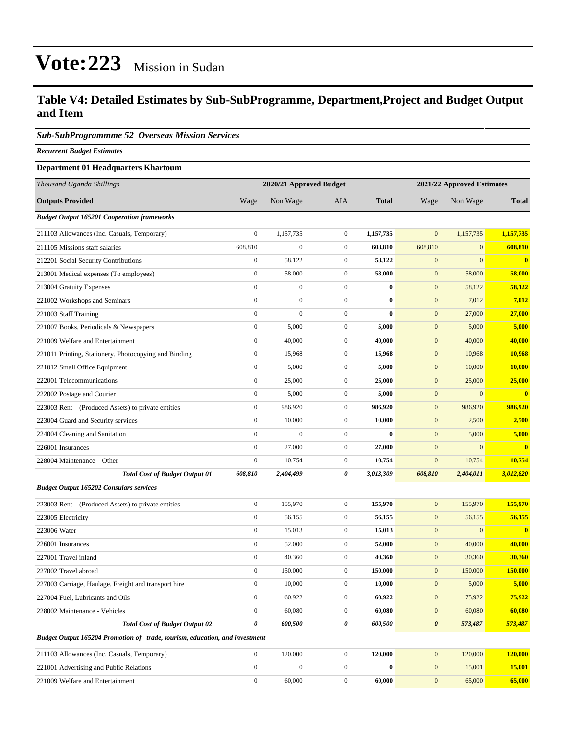# Vote:223 Mission in Sudan

## Table V4: Detailed Estimates by Sub-SubProgramme, Department,Project and Budget Output and Item

### *Sub-SubProgrammme 52 Overseas Mission Services*

***Recurrent Budget Estimates***

**Department 01 Headquarters Khartoum**

| *Thousand Uganda Shillings* | 2020/21 Approved Budget | | | | 2021/22 Approved Estimates | | |
|---|---|---|---|---|---|---|---|
| **Outputs Provided** | Wage | Non Wage | AIA | **Total** | Wage | Non Wage | **Total** |
| ***Budget Output 165201 Cooperation frameworks*** | | | | | | | |
| 211103 Allowances (Inc. Casuals, Temporary) | 0 | 1,157,735 | 0 | **1,157,735** | 0 | 1,157,735 | **1,157,735** |
| 211105 Missions staff salaries | 608,810 | 0 | 0 | **608,810** | 608,810 | 0 | **608,810** |
| 212201 Social Security Contributions | 0 | 58,122 | 0 | **58,122** | 0 | 0 | **0** |
| 213001 Medical expenses (To employees) | 0 | 58,000 | 0 | **58,000** | 0 | 58,000 | **58,000** |
| 213004 Gratuity Expenses | 0 | 0 | 0 | **0** | 0 | 58,122 | **58,122** |
| 221002 Workshops and Seminars | 0 | 0 | 0 | **0** | 0 | 7,012 | **7,012** |
| 221003 Staff Training | 0 | 0 | 0 | **0** | 0 | 27,000 | **27,000** |
| 221007 Books, Periodicals & Newspapers | 0 | 5,000 | 0 | **5,000** | 0 | 5,000 | **5,000** |
| 221009 Welfare and Entertainment | 0 | 40,000 | 0 | **40,000** | 0 | 40,000 | **40,000** |
| 221011 Printing, Stationery, Photocopying and Binding | 0 | 15,968 | 0 | **15,968** | 0 | 10,968 | **10,968** |
| 221012 Small Office Equipment | 0 | 5,000 | 0 | **5,000** | 0 | 10,000 | **10,000** |
| 222001 Telecommunications | 0 | 25,000 | 0 | **25,000** | 0 | 25,000 | **25,000** |
| 222002 Postage and Courier | 0 | 5,000 | 0 | **5,000** | 0 | 0 | **0** |
| 223003 Rent – (Produced Assets) to private entities | 0 | 986,920 | 0 | **986,920** | 0 | 986,920 | **986,920** |
| 223004 Guard and Security services | 0 | 10,000 | 0 | **10,000** | 0 | 2,500 | **2,500** |
| 224004 Cleaning and Sanitation | 0 | 0 | 0 | **0** | 0 | 5,000 | **5,000** |
| 226001 Insurances | 0 | 27,000 | 0 | **27,000** | 0 | 0 | **0** |
| 228004 Maintenance – Other | 0 | 10,754 | 0 | **10,754** | 0 | 10,754 | **10,754** |
| ***Total Cost of Budget Output 01*** | ***608,810*** | ***2,404,499*** | ***0*** | ***3,013,309*** | ***608,810*** | ***2,404,011*** | ***3,012,820*** |
| ***Budget Output 165202 Consulars services*** | | | | | | | |
| 223003 Rent – (Produced Assets) to private entities | 0 | 155,970 | 0 | **155,970** | 0 | 155,970 | **155,970** |
| 223005 Electricity | 0 | 56,155 | 0 | **56,155** | 0 | 56,155 | **56,155** |
| 223006 Water | 0 | 15,013 | 0 | **15,013** | 0 | 0 | **0** |
| 226001 Insurances | 0 | 52,000 | 0 | **52,000** | 0 | 40,000 | **40,000** |
| 227001 Travel inland | 0 | 40,360 | 0 | **40,360** | 0 | 30,360 | **30,360** |
| 227002 Travel abroad | 0 | 150,000 | 0 | **150,000** | 0 | 150,000 | **150,000** |
| 227003 Carriage, Haulage, Freight and transport hire | 0 | 10,000 | 0 | **10,000** | 0 | 5,000 | **5,000** |
| 227004 Fuel, Lubricants and Oils | 0 | 60,922 | 0 | **60,922** | 0 | 75,922 | **75,922** |
| 228002 Maintenance - Vehicles | 0 | 60,080 | 0 | **60,080** | 0 | 60,080 | **60,080** |
| ***Total Cost of Budget Output 02*** | ***0*** | ***600,500*** | ***0*** | ***600,500*** | ***0*** | ***573,487*** | ***573,487*** |
| ***Budget Output 165204 Promotion of trade, tourism, education, and investment*** | | | | | | | |
| 211103 Allowances (Inc. Casuals, Temporary) | 0 | 120,000 | 0 | **120,000** | 0 | 120,000 | **120,000** |
| 221001 Advertising and Public Relations | 0 | 0 | 0 | **0** | 0 | 15,001 | **15,001** |
| 221009 Welfare and Entertainment | 0 | 60,000 | 0 | **60,000** | 0 | 65,000 | **65,000** |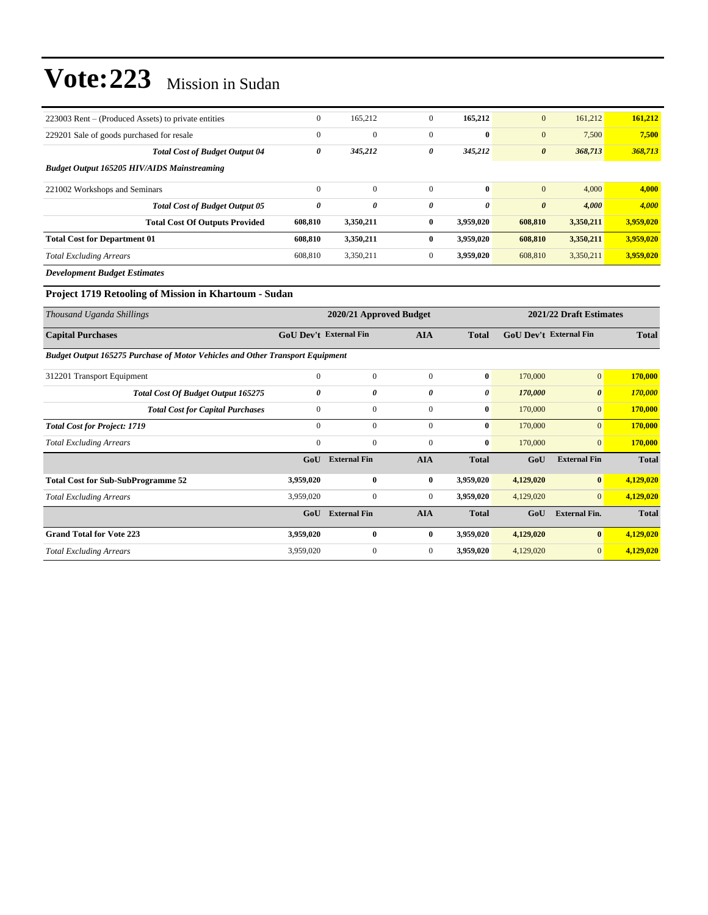# Vote:223 Mission in Sudan

| | | | | | | | |
|---|---|---|---|---|---|---|---|
| 223003 Rent – (Produced Assets) to private entities | 0 | 165,212 | 0 | **165,212** | 0 | 161,212 | **161,212** |
| 229201 Sale of goods purchased for resale | 0 | 0 | 0 | **0** | 0 | 7,500 | **7,500** |
| ***Total Cost of Budget Output 04*** | ***0*** | ***345,212*** | ***0*** | ***345,212*** | ***0*** | ***368,713*** | ***368,713*** |
| ***Budget Output 165205 HIV/AIDS Mainstreaming*** | | | | | | | |
| 221002 Workshops and Seminars | 0 | 0 | 0 | **0** | 0 | 4,000 | **4,000** |
| ***Total Cost of Budget Output 05*** | ***0*** | ***0*** | ***0*** | ***0*** | ***0*** | ***4,000*** | ***4,000*** |
| **Total Cost Of Outputs Provided** | **608,810** | **3,350,211** | **0** | **3,959,020** | **608,810** | **3,350,211** | **3,959,020** |
| **Total Cost for Department 01** | **608,810** | **3,350,211** | **0** | **3,959,020** | **608,810** | **3,350,211** | **3,959,020** |
| *Total Excluding Arrears* | 608,810 | 3,350,211 | 0 | **3,959,020** | 608,810 | 3,350,211 | **3,959,020** |

***Development Budget Estimates***

### Project 1719 Retooling of Mission in Khartoum - Sudan

| *Thousand Uganda Shillings* | 2020/21 Approved Budget | | | | 2021/22 Draft Estimates | | |
|---|---|---|---|---|---|---|---|
| **Capital Purchases** | **GoU Dev't** | **External Fin** | **AIA** | **Total** | **GoU Dev't** | **External Fin** | **Total** |
| ***Budget Output 165275 Purchase of Motor Vehicles and Other Transport Equipment*** | | | | | | | |
| 312201 Transport Equipment | 0 | 0 | 0 | **0** | 170,000 | 0 | **170,000** |
| ***Total Cost Of Budget Output 165275*** | ***0*** | ***0*** | ***0*** | ***0*** | ***170,000*** | ***0*** | ***170,000*** |
| ***Total Cost for Capital Purchases*** | 0 | 0 | 0 | **0** | 170,000 | 0 | **170,000** |
| ***Total Cost for Project: 1719*** | 0 | 0 | 0 | **0** | 170,000 | 0 | **170,000** |
| *Total Excluding Arrears* | 0 | 0 | 0 | **0** | 170,000 | 0 | **170,000** |
| | **GoU** | **External Fin** | **AIA** | **Total** | **GoU** | **External Fin** | **Total** |
| **Total Cost for Sub-SubProgramme 52** | **3,959,020** | **0** | **0** | **3,959,020** | **4,129,020** | **0** | **4,129,020** |
| *Total Excluding Arrears* | 3,959,020 | 0 | 0 | **3,959,020** | 4,129,020 | 0 | **4,129,020** |
| | **GoU** | **External Fin** | **AIA** | **Total** | **GoU** | **External Fin.** | **Total** |
| **Grand Total for Vote 223** | **3,959,020** | **0** | **0** | **3,959,020** | **4,129,020** | **0** | **4,129,020** |
| *Total Excluding Arrears* | 3,959,020 | 0 | 0 | **3,959,020** | 4,129,020 | 0 | **4,129,020** |